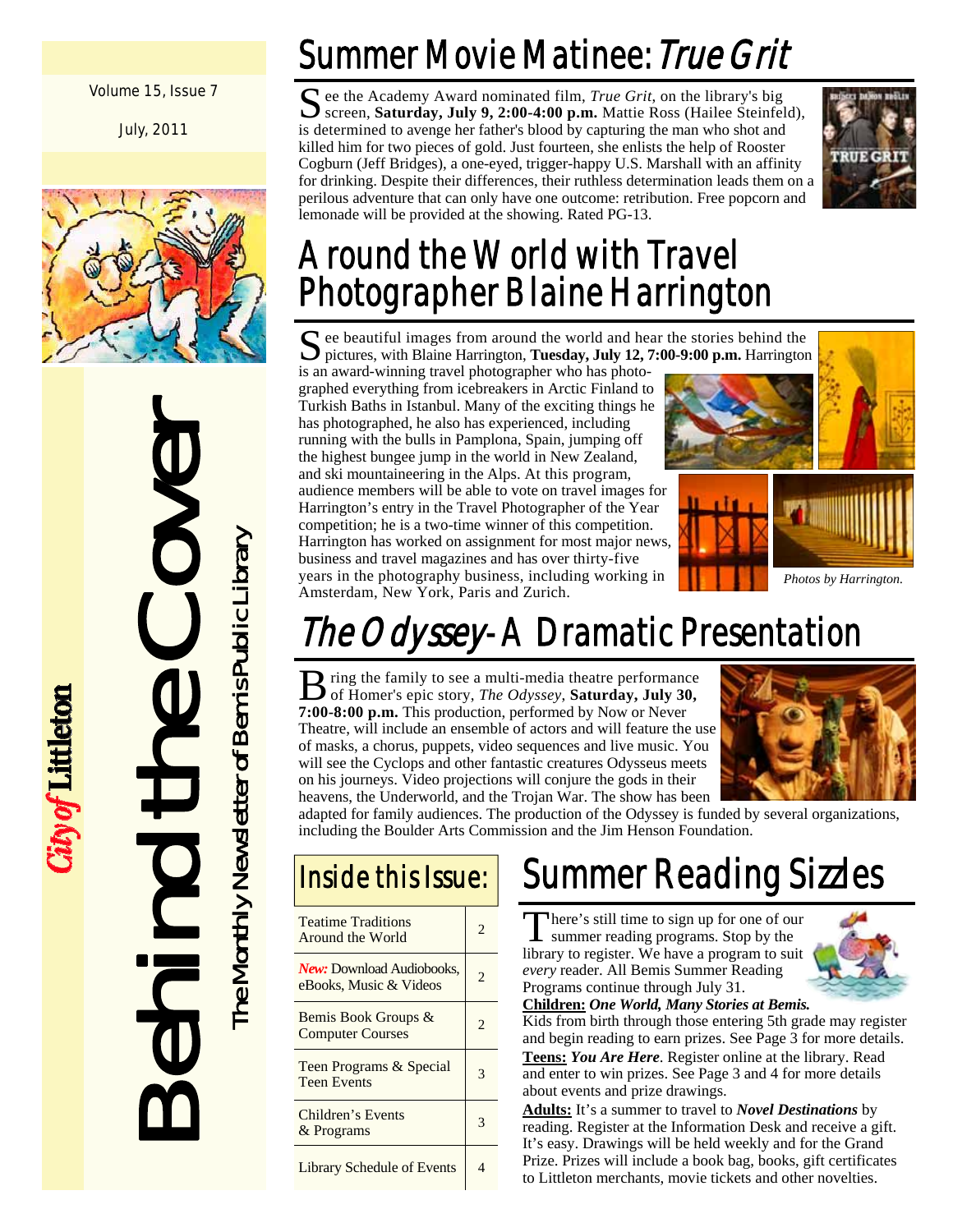Volume 15, Issue 7

July, 2011

# Behind the Cover

The Monthly Newsletter of Bemis Public Library

City of Littleton

## Summer Movie Matinee: *True Grit*

See the Academy Award nominated film, *True Grit*, on the library's big screen, **Saturday, July 9, 2:00-4:00 p.m.** Mattie Ross (Hailee Steinfeld), is determined to avenge her father's blood by capturing the man who shot and killed him for two pieces of gold. Just fourteen, she enlists the help of Rooster Cogburn (Jeff Bridges), a one-eyed, trigger-happy U.S. Marshall with an affinity for drinking. Despite their differences, their ruthless determination leads them on a perilous adventure that can only have one outcome: retribution. Free popcorn and lemonade will be provided at the showing. Rated PG-13.

## Around the World with Travel Photographer Blaine Harrington

See beautiful images from around the world and hear the stories behind the pictures, with Blaine Harrington, **Tuesday, July 12, 7:00-9:00 p.m.** Harrington is an award-winning travel photographer who has photographed everything from icebreakers in Arctic Finland to Turkish Baths in Istanbul. Many of the exciting things he has photographed, he also has experienced, including running with the bulls in Pamplona, Spain, jumping off the highest bungee jump in the world in New Zealand, and ski mountaineering in the Alps. At this program, audience members will be able to vote on travel images for Harrington's entry in the Travel Photographer of the Year competition; he is a two-time winner of this competition. Harrington has worked on assignment for most major news, business and travel magazines and has over thirty-five years in the photography business, including working in Amsterdam, New York, Paris and Zurich.

*Photos by Harrington.*

## *The Odyssey* - A Dramatic Presentation

Bring the family to see a multi-media theatre performance of Homer's epic story, *The Odyssey*, **Saturday, July 30, 7:00-8:00 p.m.** This production, performed by Now or Never Theatre, will include an ensemble of actors and will feature the use of masks, a chorus, puppets, video sequences and live music. You will see the Cyclops and other fantastic creatures Odysseus meets on his journeys. Video projections will conjure the gods in their heavens, the Underworld, and the Trojan War. The show has been adapted for family audiences. The production of the Odyssey is funded by several organizations, including the Boulder Arts Commission and the Jim Henson Foundation.

## Inside this Issue:

| Article | Page |
|---|---|
| Teatime Traditions Around the World | 2 |
| *New:* Download Audiobooks, eBooks, Music & Videos | 2 |
| Bemis Book Groups & Computer Courses | 2 |
| Teen Programs & Special Teen Events | 3 |
| Children's Events & Programs | 3 |
| Library Schedule of Events | 4 |

## Summer Reading Sizzles

There's still time to sign up for one of our summer reading programs. Stop by the library to register. We have a program to suit *every* reader. All Bemis Summer Reading Programs continue through July 31.

**Children:** ***One World, Many Stories at Bemis.*** Kids from birth through those entering 5th grade may register and begin reading to earn prizes. See Page 3 for more details.

**Teens:** ***You Are Here***. Register online at the library. Read and enter to win prizes. See Page 3 and 4 for more details about events and prize drawings.

**Adults:** It's a summer to travel to ***Novel Destinations*** by reading. Register at the Information Desk and receive a gift. It's easy. Drawings will be held weekly and for the Grand Prize. Prizes will include a book bag, books, gift certificates to Littleton merchants, movie tickets and other novelties.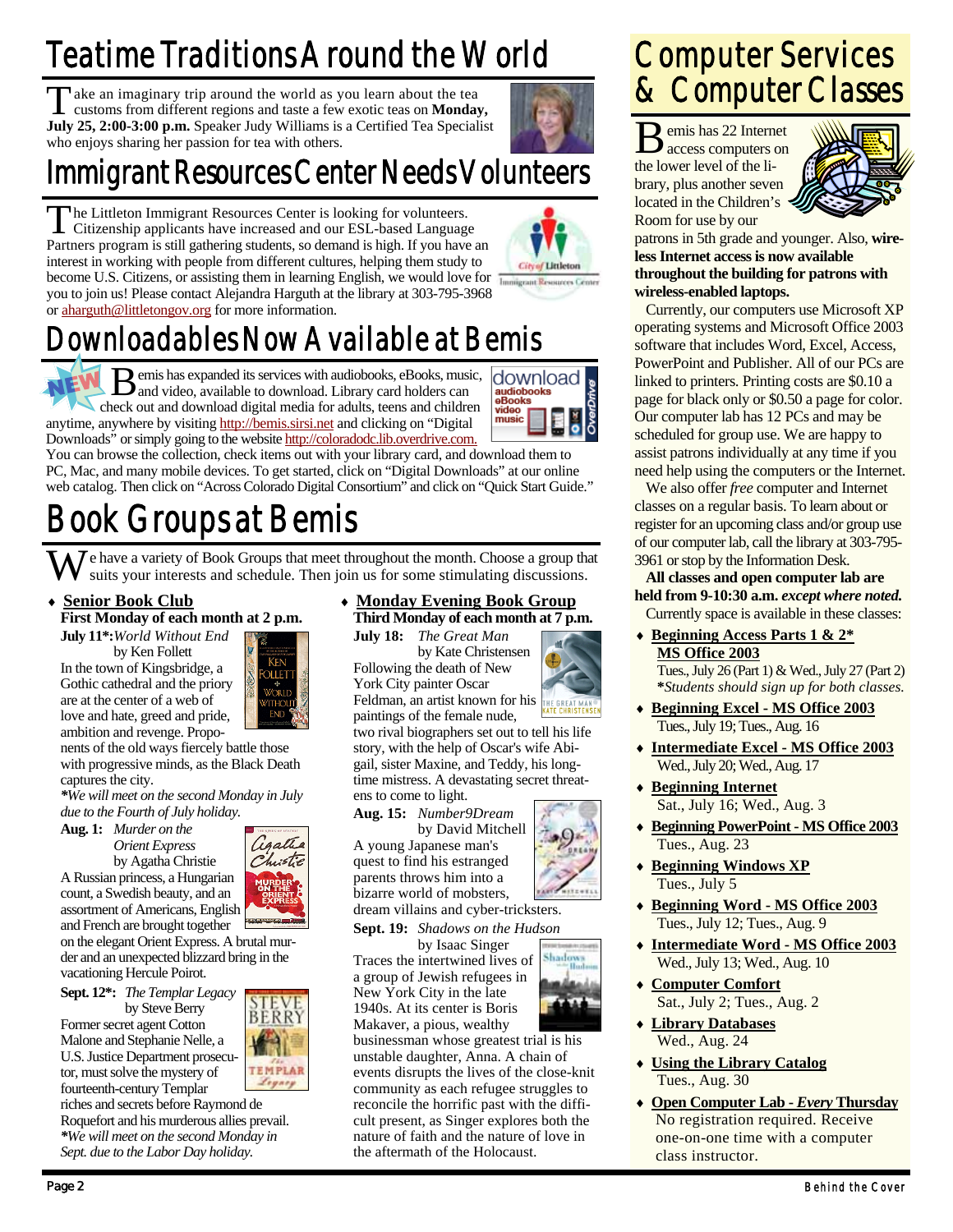# Teatime Traditions Around the World

Take an imaginary trip around the world as you learn about the tea customs from different regions and taste a few exotic teas on **Monday, July 25, 2:00-3:00 p.m.** Speaker Judy Williams is a Certified Tea Specialist who enjoys sharing her passion for tea with others.

# Immigrant Resources Center Needs Volunteers

The Littleton Immigrant Resources Center is looking for volunteers. Citizenship applicants have increased and our ESL-based Language Partners program is still gathering students, so demand is high. If you have an interest in working with people from different cultures, helping them study to become U.S. Citizens, or assisting them in learning English, we would love for you to join us! Please contact Alejandra Harguth at the library at 303-795-3968 or aharguth@littletongov.org for more information.

# Downloadables Now Available at Bemis

NEW

Bemis has expanded its services with audiobooks, eBooks, music, and video, available to download. Library card holders can check out and download digital media for adults, teens and children anytime, anywhere by visiting http://bemis.sirsi.net and clicking on "Digital Downloads" or simply going to the website http://coloradodc.lib.overdrive.com. You can browse the collection, check items out with your library card, and download them to PC, Mac, and many mobile devices. To get started, click on "Digital Downloads" at our online web catalog. Then click on "Across Colorado Digital Consortium" and click on "Quick Start Guide."

# Book Groups at Bemis

We have a variety of Book Groups that meet throughout the month. Choose a group that suits your interests and schedule. Then join us for some stimulating discussions.

- **Senior Book Club**
  **First Monday of each month at 2 p.m.**

**July 11\*:** *World Without End* by Ken Follett
In the town of Kingsbridge, a Gothic cathedral and the priory are at the center of a web of love and hate, greed and pride, ambition and revenge. Proponents of the old ways fiercely battle those with progressive minds, as the Black Death captures the city.
***We will meet on the second Monday in July due to the Fourth of July holiday.***

**Aug. 1:** *Murder on the Orient Express* by Agatha Christie
A Russian princess, a Hungarian count, a Swedish beauty, and an assortment of Americans, English and French are brought together on the elegant Orient Express. A brutal murder and an unexpected blizzard bring in the vacationing Hercule Poirot.

**Sept. 12\*:** *The Templar Legacy* by Steve Berry
Former secret agent Cotton Malone and Stephanie Nelle, a U.S. Justice Department prosecutor, must solve the mystery of fourteenth-century Templar riches and secrets before Raymond de Roquefort and his murderous allies prevail.
***We will meet on the second Monday in Sept. due to the Labor Day holiday.***

- **Monday Evening Book Group**
  **Third Monday of each month at 7 p.m.**

**July 18:** *The Great Man* by Kate Christensen
Following the death of New York City painter Oscar Feldman, an artist known for his paintings of the female nude, two rival biographers set out to tell his life story, with the help of Oscar's wife Abigail, sister Maxine, and Teddy, his long-time mistress. A devastating secret threatens to come to light.

**Aug. 15:** *Number9Dream* by David Mitchell
A young Japanese man's quest to find his estranged parents throws him into a bizarre world of mobsters, dream villains and cyber-tricksters.

**Sept. 19:** *Shadows on the Hudson* by Isaac Singer
Traces the intertwined lives of a group of Jewish refugees in New York City in the late 1940s. At its center is Boris Makaver, a pious, wealthy businessman whose greatest trial is his unstable daughter, Anna. A chain of events disrupts the lives of the close-knit community as each refugee struggles to reconcile the horrific past with the difficult present, as Singer explores both the nature of faith and the nature of love in the aftermath of the Holocaust.

# Computer Services & Computer Classes

Bemis has 22 Internet access computers on the lower level of the library, plus another seven located in the Children's Room for use by our patrons in 5th grade and younger. Also, **wireless Internet access is now available throughout the building for patrons with wireless-enabled laptops.**

Currently, our computers use Microsoft XP operating systems and Microsoft Office 2003 software that includes Word, Excel, Access, PowerPoint and Publisher. All of our PCs are linked to printers. Printing costs are $0.10 a page for black only or $0.50 a page for color. Our computer lab has 12 PCs and may be scheduled for group use. We are happy to assist patrons individually at any time if you need help using the computers or the Internet.

We also offer *free* computer and Internet classes on a regular basis. To learn about or register for an upcoming class and/or group use of our computer lab, call the library at 303-795-3961 or stop by the Information Desk.

**All classes and open computer lab are held from 9-10:30 a.m.** ***except where noted.***
Currently space is available in these classes:

- **Beginning Access Parts 1 & 2\* MS Office 2003**
  Tues., July 26 (Part 1) & Wed., July 27 (Part 2)
  ***Students should sign up for both classes.***
- **Beginning Excel - MS Office 2003**
  Tues., July 19; Tues., Aug. 16
- **Intermediate Excel - MS Office 2003**
  Wed., July 20; Wed., Aug. 17
- **Beginning Internet**
  Sat., July 16; Wed., Aug. 3
- **Beginning PowerPoint - MS Office 2003**
  Tues., Aug. 23
- **Beginning Windows XP**
  Tues., July 5
- **Beginning Word - MS Office 2003**
  Tues., July 12; Tues., Aug. 9
- **Intermediate Word - MS Office 2003**
  Wed., July 13; Wed., Aug. 10
- **Computer Comfort**
  Sat., July 2; Tues., Aug. 2
- **Library Databases**
  Wed., Aug. 24
- **Using the Library Catalog**
  Tues., Aug. 30
- **Open Computer Lab - *Every* Thursday**
  No registration required. Receive one-on-one time with a computer class instructor.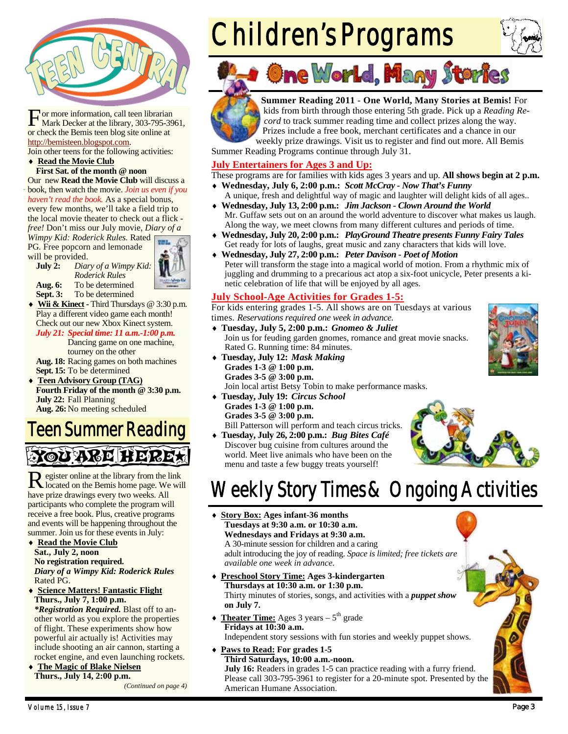# Teen Central

For more information, call teen librarian Mark Decker at the library, 303-795-3961, or check the Bemis teen blog site online at http://bemisteen.blogspot.com.

Join other teens for the following activities:

- **Read the Movie Club**
  **First Sat. of the month @ noon**
  Our new **Read the Movie Club** will discuss a book, then watch the movie. *Join us even if you haven't read the book.* As a special bonus, every few months, we'll take a field trip to the local movie theater to check out a flick - *free!* Don't miss our July movie, *Diary of a Wimpy Kid: Roderick Rules.* Rated PG. Free popcorn and lemonade will be provided.
  **July 2:** *Diary of a Wimpy Kid: Roderick Rules*
  **Aug. 6:** To be determined
  **Sept. 3:** To be determined
- **Wii & Kinect** - Third Thursdays @ 3:30 p.m.
  Play a different video game each month! Check out our new Xbox Kinect system.
  ***July 21: Special time: 11 a.m.-1:00 p.m.*** Dancing game on one machine, tourney on the other
  **Aug. 18:** Racing games on both machines
  **Sept. 15:** To be determined
- **Teen Advisory Group (TAG)**
  **Fourth Friday of the month @ 3:30 p.m.**
  **July 22:** Fall Planning
  **Aug. 26:** No meeting scheduled

## Teen Summer Reading

### You Are Here

Register online at the library from the link located on the Bemis home page. We will have prize drawings every two weeks. All participants who complete the program will receive a free book. Plus, creative programs and events will be happening throughout the summer. Join us for these events in July:

- **Read the Movie Club**
  **Sat., July 2, noon**
  **No registration required.**
  ***Diary of a Wimpy Kid: Roderick Rules***
  Rated PG.
- **Science Matters! Fantastic Flight**
  **Thurs., July 7, 1:00 p.m.**
  ***Registration Required.*** Blast off to another world as you explore the properties of flight. These experiments show how powerful air actually is! Activities may include shooting an air cannon, starting a rocket engine, and even launching rockets.
- **The Magic of Blake Nielsen**
  **Thurs., July 14, 2:00 p.m.**

*(Continued on page 4)*

# Children's Programs

## One World, Many Stories

**Summer Reading 2011 - One World, Many Stories at Bemis!** For kids from birth through those entering 5th grade. Pick up a *Reading Record* to track summer reading time and collect prizes along the way. Prizes include a free book, merchant certificates and a chance in our weekly prize drawings. Visit us to register and find out more. All Bemis Summer Reading Programs continue through July 31.

### July Entertainers for Ages 3 and Up:

These programs are for families with kids ages 3 years and up. **All shows begin at 2 p.m.**

- **Wednesday, July 6, 2:00 p.m.:** ***Scott McCray - Now That's Funny***
  A unique, fresh and delightful way of magic and laughter will delight kids of all ages..
- **Wednesday, July 13, 2:00 p.m.:** ***Jim Jackson - Clown Around the World***
  Mr. Guffaw sets out on an around the world adventure to discover what makes us laugh. Along the way, we meet clowns from many different cultures and periods of time.
- **Wednesday, July 20, 2:00 p.m.:** ***PlayGround Theatre presents Funny Fairy Tales***
  Get ready for lots of laughs, great music and zany characters that kids will love.
- **Wednesday, July 27, 2:00 p.m.:** ***Peter Davison - Poet of Motion***
  Peter will transform the stage into a magical world of motion. From a rhythmic mix of juggling and drumming to a precarious act atop a six-foot unicycle, Peter presents a kinetic celebration of life that will be enjoyed by all ages.

### July School-Age Activities for Grades 1-5:

For kids entering grades 1-5. All shows are on Tuesdays at various times. *Reservations required one week in advance.*

- **Tuesday, July 5, 2:00 p.m.:** ***Gnomeo & Juliet***
  Join us for feuding garden gnomes, romance and great movie snacks. Rated G. Running time: 84 minutes.
- **Tuesday, July 12:** ***Mask Making***
  **Grades 1-3 @ 1:00 p.m.**
  **Grades 3-5 @ 3:00 p.m.**
  Join local artist Betsy Tobin to make performance masks.
- **Tuesday, July 19:** ***Circus School***
  **Grades 1-3 @ 1:00 p.m.**
  **Grades 3-5 @ 3:00 p.m.**
  Bill Patterson will perform and teach circus tricks.
- **Tuesday, July 26, 2:00 p.m.:** ***Bug Bites Café***
  Discover bug cuisine from cultures around the world. Meet live animals who have been on the menu and taste a few buggy treats yourself!

# Weekly Story Times & Ongoing Activities

- **Story Box: Ages infant-36 months**
  **Tuesdays at 9:30 a.m. or 10:30 a.m.**
  **Wednesdays and Fridays at 9:30 a.m.**
  A 30-minute session for children and a caring adult introducing the joy of reading. *Space is limited; free tickets are available one week in advance.*
- **Preschool Story Time: Ages 3-kindergarten**
  **Thursdays at 10:30 a.m. or 1:30 p.m.**
  Thirty minutes of stories, songs, and activities with a ***puppet show*** **on July 7.**
- **Theater Time:** Ages 3 years – 5th grade
  **Fridays at 10:30 a.m.**
  Independent story sessions with fun stories and weekly puppet shows.
- **Paws to Read: For grades 1-5**
  **Third Saturdays, 10:00 a.m.-noon.**
  **July 16:** Readers in grades 1-5 can practice reading with a furry friend. Please call 303-795-3961 to register for a 20-minute spot. Presented by the American Humane Association.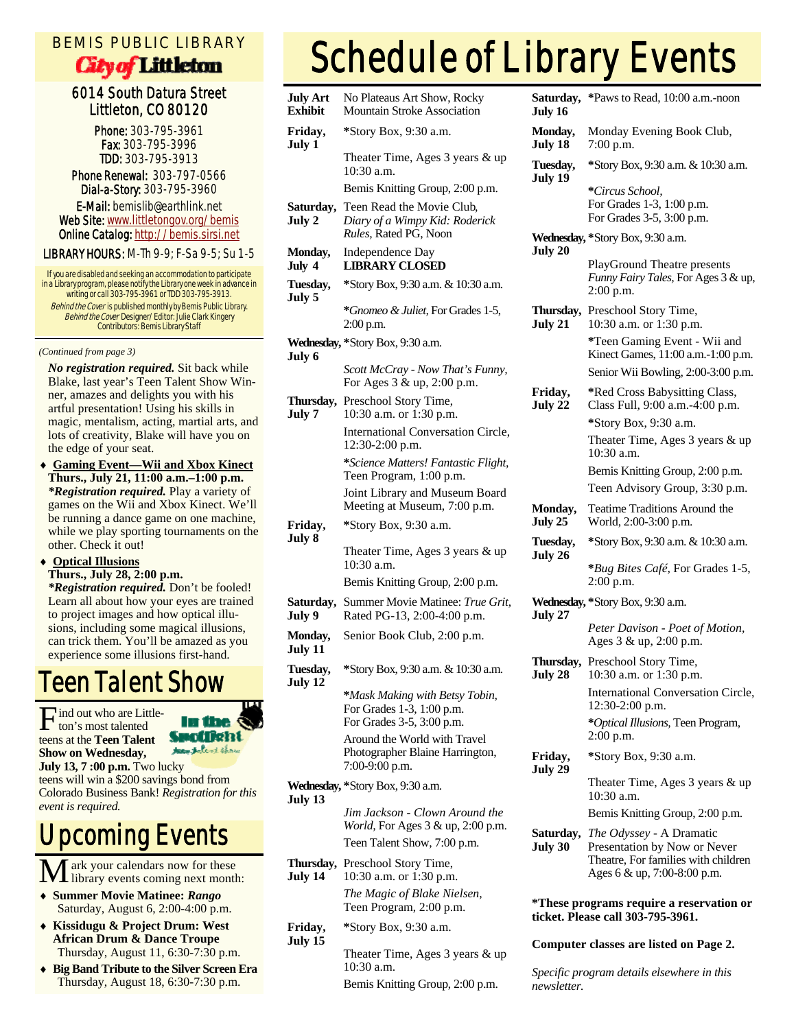BEMIS PUBLIC LIBRARY

City of Littleton

6014 South Datura Street
Littleton, CO 80120

Phone: 303-795-3961
Fax: 303-795-3996
TDD: 303-795-3913
Phone Renewal: 303-797-0566
Dial-a-Story: 303-795-3960
E-Mail: bemislib@earthlink.net
Web Site: www.littletongov.org/bemis
Online Catalog: http://bemis.sirsi.net

LIBRARY HOURS: M-Th 9-9; F-Sa 9-5; Su 1-5

If you are disabled and seeking an accommodation to participate in a Library program, please notify the Library one week in advance in writing or call 303-795-3961 or TDD 303-795-3913.
*Behind the Cover* is published monthly by Bemis Public Library.
*Behind the Cover* Designer/Editor: Julie Clark Kingery
Contributors: Bemis Library Staff

*(Continued from page 3)*

***No registration required.*** Sit back while Blake, last year's Teen Talent Show Winner, amazes and delights you with his artful presentation! Using his skills in magic, mentalism, acting, martial arts, and lots of creativity, Blake will have you on the edge of your seat.

- **Gaming Event—Wii and Xbox Kinect**
  **Thurs., July 21, 11:00 a.m.–1:00 p.m.**
  ***Registration required.*** Play a variety of games on the Wii and Xbox Kinect. We'll be running a dance game on one machine, while we play sporting tournaments on the other. Check it out!
- **Optical Illusions**
  **Thurs., July 28, 2:00 p.m.**
  ***Registration required.*** Don't be fooled! Learn all about how your eyes are trained to project images and how optical illusions, including some magical illusions, can trick them. You'll be amazed as you experience some illusions first-hand.

# Teen Talent Show

Find out who are Littleton's most talented teens at the **Teen Talent Show on Wednesday, July 13, 7 :00 p.m.** Two lucky teens will win a $200 savings bond from Colorado Business Bank! *Registration for this event is required.*

# Upcoming Events

Mark your calendars now for these library events coming next month:

- **Summer Movie Matinee: *Rango***
  Saturday, August 6, 2:00-4:00 p.m.
- **Kissidugu & Project Drum: West African Drum & Dance Troupe**
  Thursday, August 11, 6:30-7:30 p.m.
- **Big Band Tribute to the Silver Screen Era**
  Thursday, August 18, 6:30-7:30 p.m.

# Schedule of Library Events

| | |
|---|---|
| **July Art Exhibit** | No Plateaus Art Show, Rocky Mountain Stroke Association |
| **Friday, July 1** | *Story Box, 9:30 a.m. |
| | Theater Time, Ages 3 years & up 10:30 a.m. |
| | Bemis Knitting Group, 2:00 p.m. |
| **Saturday, July 2** | Teen Read the Movie Club, *Diary of a Wimpy Kid: Roderick Rules,* Rated PG, Noon |
| **Monday, July 4** | Independence Day **LIBRARY CLOSED** |
| **Tuesday, July 5** | *Story Box, 9:30 a.m. & 10:30 a.m. |
| | **Gnomeo & Juliet,* For Grades 1-5, 2:00 p.m. |
| **Wednesday, July 6** | *Story Box, 9:30 a.m. |
| | *Scott McCray - Now That's Funny,* For Ages 3 & up, 2:00 p.m. |
| **Thursday, July 7** | Preschool Story Time, 10:30 a.m. or 1:30 p.m. |
| | International Conversation Circle, 12:30-2:00 p.m. |
| | **Science Matters! Fantastic Flight,* Teen Program, 1:00 p.m. |
| | Joint Library and Museum Board Meeting at Museum, 7:00 p.m. |
| **Friday, July 8** | *Story Box, 9:30 a.m. |
| | Theater Time, Ages 3 years & up 10:30 a.m. |
| | Bemis Knitting Group, 2:00 p.m. |
| **Saturday, July 9** | Summer Movie Matinee: *True Grit,* Rated PG-13, 2:00-4:00 p.m. |
| **Monday, July 11** | Senior Book Club, 2:00 p.m. |
| **Tuesday, July 12** | *Story Box, 9:30 a.m. & 10:30 a.m. |
| | **Mask Making with Betsy Tobin,* For Grades 1-3, 1:00 p.m. For Grades 3-5, 3:00 p.m. |
| | Around the World with Travel Photographer Blaine Harrington, 7:00-9:00 p.m. |
| **Wednesday, July 13** | *Story Box, 9:30 a.m. |
| | *Jim Jackson - Clown Around the World,* For Ages 3 & up, 2:00 p.m. |
| | Teen Talent Show, 7:00 p.m. |
| **Thursday, July 14** | Preschool Story Time, 10:30 a.m. or 1:30 p.m. |
| | *The Magic of Blake Nielsen,* Teen Program, 2:00 p.m. |
| **Friday, July 15** | *Story Box, 9:30 a.m. |
| | Theater Time, Ages 3 years & up 10:30 a.m. |
| | Bemis Knitting Group, 2:00 p.m. |
| **Saturday, July 16** | *Paws to Read, 10:00 a.m.-noon |
| **Monday, July 18** | Monday Evening Book Club, 7:00 p.m. |
| **Tuesday, July 19** | *Story Box, 9:30 a.m. & 10:30 a.m. |
| | **Circus School,* For Grades 1-3, 1:00 p.m. For Grades 3-5, 3:00 p.m. |
| **Wednesday, July 20** | *Story Box, 9:30 a.m. |
| | PlayGround Theatre presents *Funny Fairy Tales,* For Ages 3 & up, 2:00 p.m. |
| **Thursday, July 21** | Preschool Story Time, 10:30 a.m. or 1:30 p.m. |
| | *Teen Gaming Event - Wii and Kinect Games, 11:00 a.m.-1:00 p.m. |
| | Senior Wii Bowling, 2:00-3:00 p.m. |
| **Friday, July 22** | *Red Cross Babysitting Class, Class Full, 9:00 a.m.-4:00 p.m. |
| | *Story Box, 9:30 a.m. |
| | Theater Time, Ages 3 years & up 10:30 a.m. |
| | Bemis Knitting Group, 2:00 p.m. |
| | Teen Advisory Group, 3:30 p.m. |
| **Monday, July 25** | Teatime Traditions Around the World, 2:00-3:00 p.m. |
| **Tuesday, July 26** | *Story Box, 9:30 a.m. & 10:30 a.m. |
| | **Bug Bites Café,* For Grades 1-5, 2:00 p.m. |
| **Wednesday, July 27** | *Story Box, 9:30 a.m. |
| | *Peter Davison - Poet of Motion,* Ages 3 & up, 2:00 p.m. |
| **Thursday, July 28** | Preschool Story Time, 10:30 a.m. or 1:30 p.m. |
| | International Conversation Circle, 12:30-2:00 p.m. |
| | **Optical Illusions,* Teen Program, 2:00 p.m. |
| **Friday, July 29** | *Story Box, 9:30 a.m. |
| | Theater Time, Ages 3 years & up 10:30 a.m. |
| | Bemis Knitting Group, 2:00 p.m. |
| **Saturday, July 30** | *The Odyssey* - A Dramatic Presentation by Now or Never Theatre, For families with children Ages 6 & up, 7:00-8:00 p.m. |

**\*These programs require a reservation or ticket. Please call 303-795-3961.**

**Computer classes are listed on Page 2.**

*Specific program details elsewhere in this newsletter.*